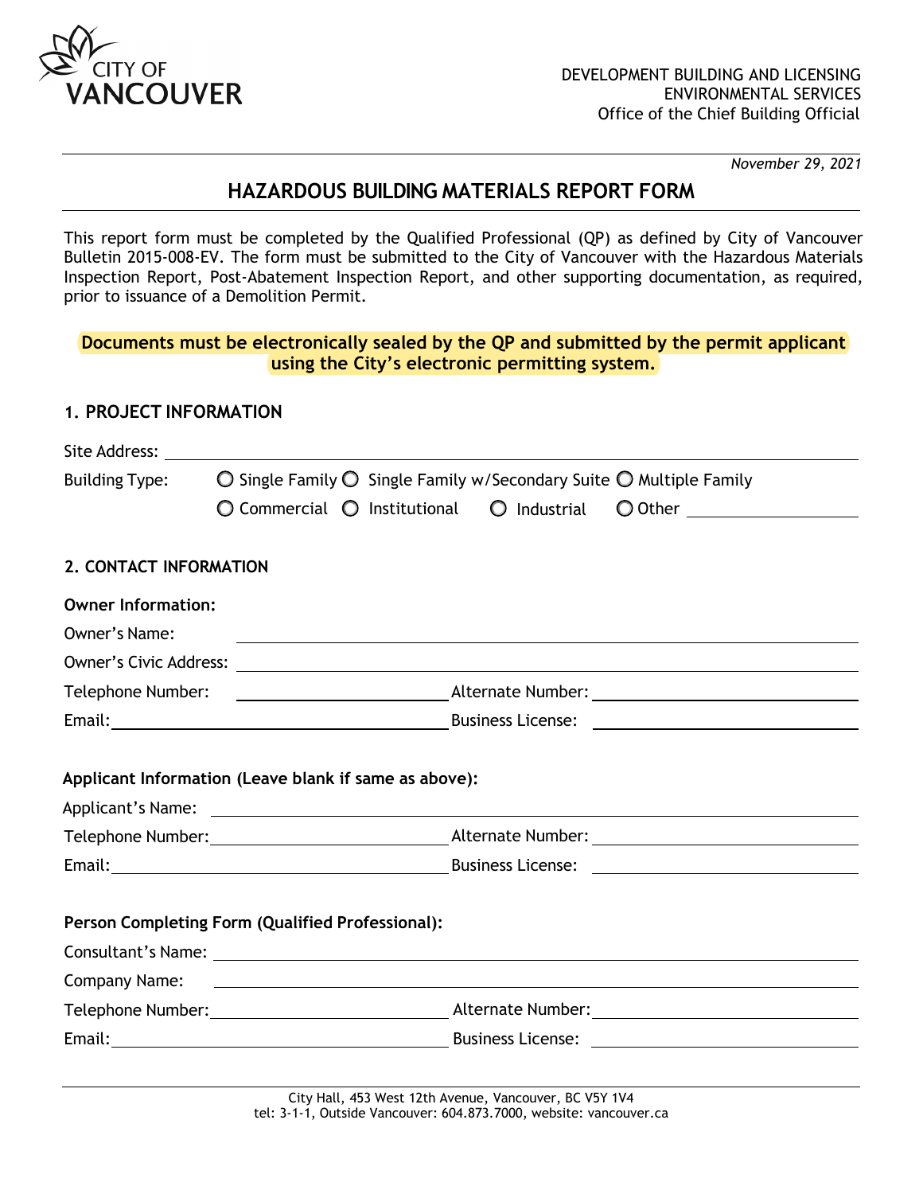CITY OF VANCOUVER

DEVELOPMENT BUILDING AND LICENSING
ENVIRONMENTAL SERVICES
Office of the Chief Building Official

*November 29, 2021*

# HAZARDOUS BUILDING MATERIALS REPORT FORM

This report form must be completed by the Qualified Professional (QP) as defined by City of Vancouver Bulletin 2015-008-EV. The form must be submitted to the City of Vancouver with the Hazardous Materials Inspection Report, Post-Abatement Inspection Report, and other supporting documentation, as required, prior to issuance of a Demolition Permit.

**Documents must be electronically sealed by the QP and submitted by the permit applicant using the City's electronic permitting system.**

## 1. PROJECT INFORMATION

Site Address: ______________________________

Building Type: ○ Single Family ○ Single Family w/Secondary Suite ○ Multiple Family
○ Commercial ○ Institutional ○ Industrial ○ Other ______________

## 2. CONTACT INFORMATION

**Owner Information:**

Owner's Name: ______________________________

Owner's Civic Address: ______________________________

Telephone Number: ______________ Alternate Number: ______________

Email: ______________ Business License: ______________

**Applicant Information (Leave blank if same as above):**

Applicant's Name: ______________________________

Telephone Number: ______________ Alternate Number: ______________

Email: ______________ Business License: ______________

**Person Completing Form (Qualified Professional):**

Consultant's Name: ______________________________

Company Name: ______________________________

Telephone Number: ______________ Alternate Number: ______________

Email: ______________ Business License: ______________

City Hall, 453 West 12th Avenue, Vancouver, BC V5Y 1V4
tel: 3-1-1, Outside Vancouver: 604.873.7000, website: vancouver.ca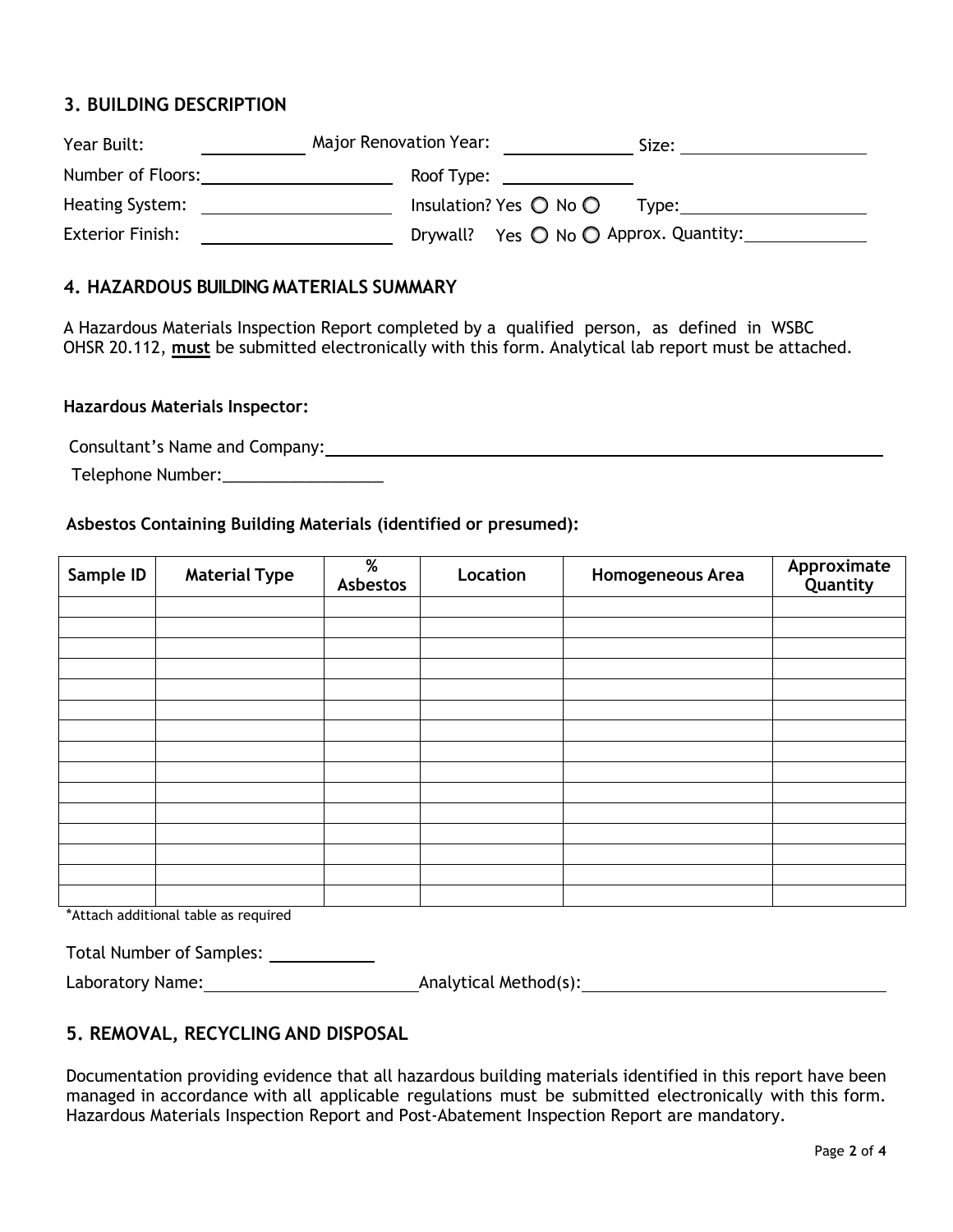## 3. BUILDING DESCRIPTION

Year Built: \_\_\_\_\_\_\_\_\_\_ Major Renovation Year: \_\_\_\_\_\_\_\_\_\_ Size: \_\_\_\_\_\_\_\_\_\_

Number of Floors: \_\_\_\_\_\_\_\_\_\_ Roof Type: \_\_\_\_\_\_\_\_\_\_

Heating System: \_\_\_\_\_\_\_\_\_\_ Insulation? Yes ○ No ○ Type: \_\_\_\_\_\_\_\_\_\_

Exterior Finish: \_\_\_\_\_\_\_\_\_\_ Drywall? Yes ○ No ○ Approx. Quantity: \_\_\_\_\_\_\_\_\_\_

## 4. HAZARDOUS BUILDING MATERIALS SUMMARY

A Hazardous Materials Inspection Report completed by a qualified person, as defined in WSBC OHSR 20.112, **must** be submitted electronically with this form. Analytical lab report must be attached.

**Hazardous Materials Inspector:**

Consultant's Name and Company: \_\_\_\_\_\_\_\_\_\_

Telephone Number: \_\_\_\_\_\_\_\_\_\_

**Asbestos Containing Building Materials (identified or presumed):**

| Sample ID | Material Type | % Asbestos | Location | Homogeneous Area | Approximate Quantity |
|---|---|---|---|---|---|
| | | | | | |
| | | | | | |
| | | | | | |
| | | | | | |
| | | | | | |
| | | | | | |
| | | | | | |
| | | | | | |
| | | | | | |
| | | | | | |
| | | | | | |
| | | | | | |
| | | | | | |
| | | | | | |
| | | | | | |

*Attach additional table as required

Total Number of Samples: \_\_\_\_\_\_\_\_\_\_

Laboratory Name: \_\_\_\_\_\_\_\_\_\_ Analytical Method(s): \_\_\_\_\_\_\_\_\_\_

## 5. REMOVAL, RECYCLING AND DISPOSAL

Documentation providing evidence that all hazardous building materials identified in this report have been managed in accordance with all applicable regulations must be submitted electronically with this form. Hazardous Materials Inspection Report and Post-Abatement Inspection Report are mandatory.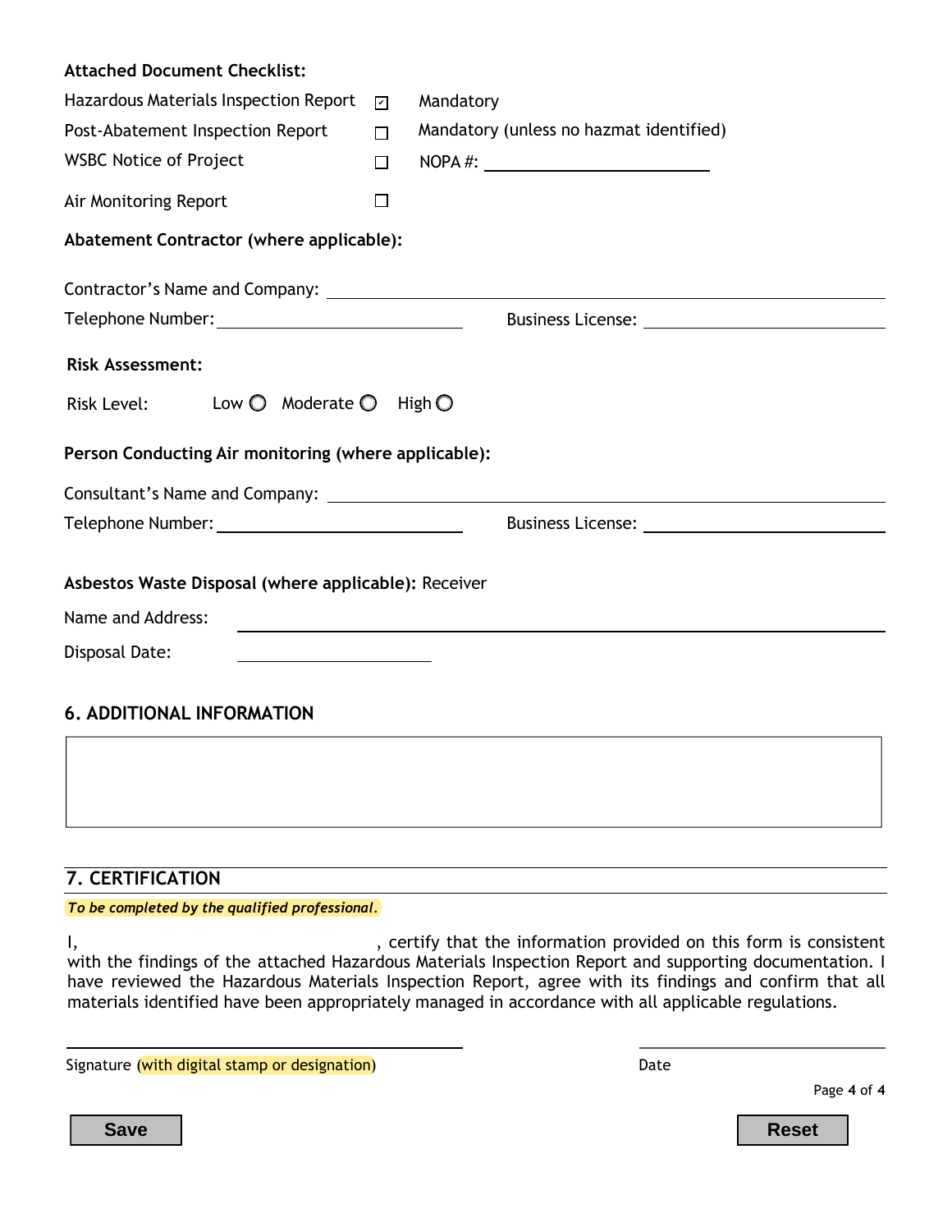**Attached Document Checklist:**

| | | |
|---|---|---|
| Hazardous Materials Inspection Report | ☑ | Mandatory |
| Post-Abatement Inspection Report | ☐ | Mandatory (unless no hazmat identified) |
| WSBC Notice of Project | ☐ | NOPA #: ____________ |
| Air Monitoring Report | ☐ | |

**Abatement Contractor (where applicable):**

Contractor's Name and Company: ____________

Telephone Number: ____________ Business License: ____________

**Risk Assessment:**

Risk Level: Low ◯ Moderate ◯ High ◯

**Person Conducting Air monitoring (where applicable):**

Consultant's Name and Company: ____________

Telephone Number: ____________ Business License: ____________

**Asbestos Waste Disposal (where applicable):** Receiver

Name and Address: ____________

Disposal Date: ____________

## 6. ADDITIONAL INFORMATION

## 7. CERTIFICATION

*To be completed by the qualified professional.*

I, ____________, certify that the information provided on this form is consistent with the findings of the attached Hazardous Materials Inspection Report and supporting documentation. I have reviewed the Hazardous Materials Inspection Report, agree with its findings and confirm that all materials identified have been appropriately managed in accordance with all applicable regulations.

Signature (with digital stamp or designation) ____________

Date ____________

Save

Reset